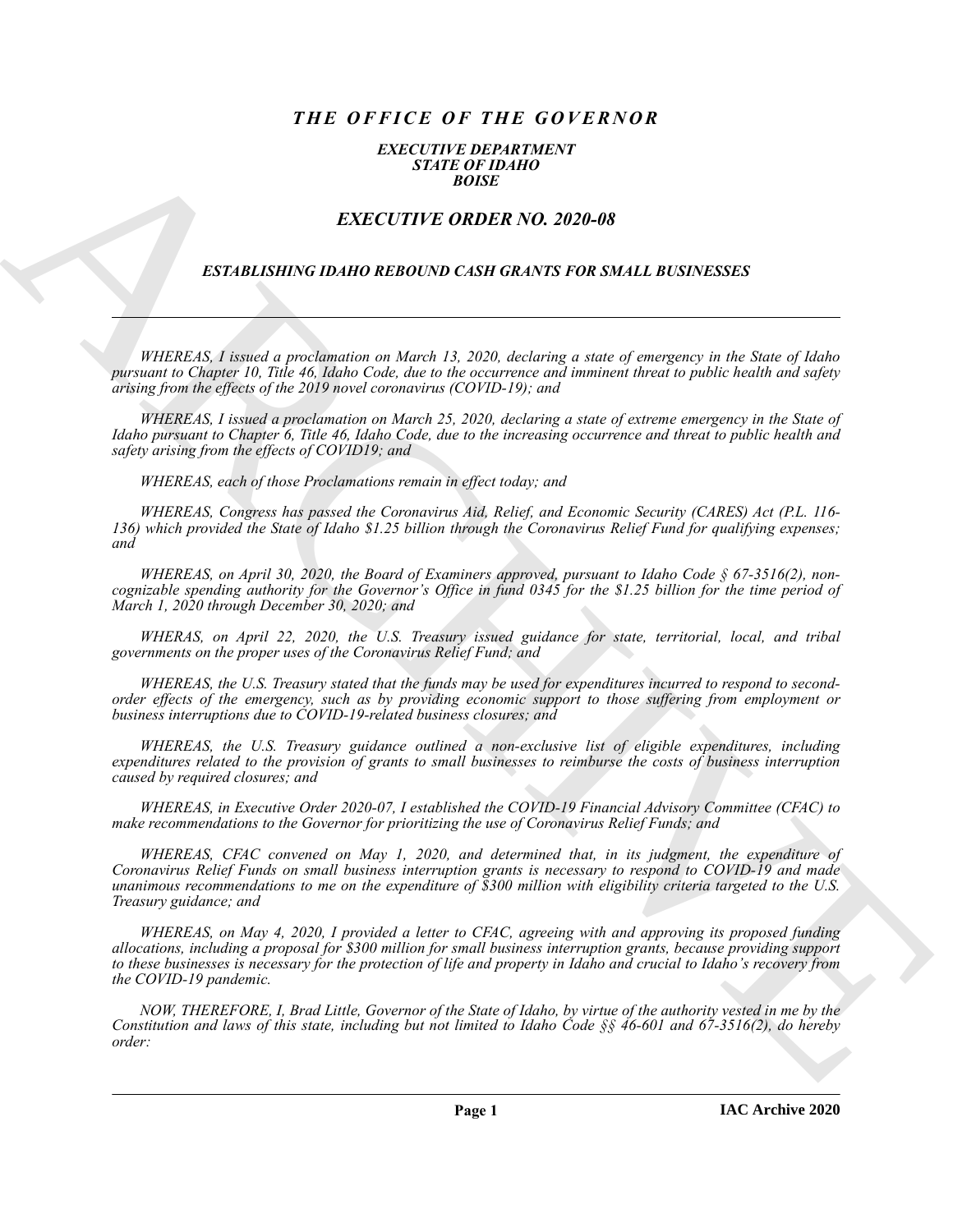# *THE OFFICE OF THE GOVERNOR*

***EXECUTIVE DEPARTMENT***
***STATE OF IDAHO***
***BOISE***

## *EXECUTIVE ORDER NO. 2020-08*

### *ESTABLISHING IDAHO REBOUND CASH GRANTS FOR SMALL BUSINESSES*

---

*WHEREAS, I issued a proclamation on March 13, 2020, declaring a state of emergency in the State of Idaho pursuant to Chapter 10, Title 46, Idaho Code, due to the occurrence and imminent threat to public health and safety arising from the effects of the 2019 novel coronavirus (COVID-19); and*

*WHEREAS, I issued a proclamation on March 25, 2020, declaring a state of extreme emergency in the State of Idaho pursuant to Chapter 6, Title 46, Idaho Code, due to the increasing occurrence and threat to public health and safety arising from the effects of COVID19; and*

*WHEREAS, each of those Proclamations remain in effect today; and*

*WHEREAS, Congress has passed the Coronavirus Aid, Relief, and Economic Security (CARES) Act (P.L. 116-136) which provided the State of Idaho $1.25 billion through the Coronavirus Relief Fund for qualifying expenses; and*

*WHEREAS, on April 30, 2020, the Board of Examiners approved, pursuant to Idaho Code § 67-3516(2), non-cognizable spending authority for the Governor's Office in fund 0345 for the $1.25 billion for the time period of March 1, 2020 through December 30, 2020; and*

*WHERAS, on April 22, 2020, the U.S. Treasury issued guidance for state, territorial, local, and tribal governments on the proper uses of the Coronavirus Relief Fund; and*

*WHEREAS, the U.S. Treasury stated that the funds may be used for expenditures incurred to respond to second-order effects of the emergency, such as by providing economic support to those suffering from employment or business interruptions due to COVID-19-related business closures; and*

*WHEREAS, the U.S. Treasury guidance outlined a non-exclusive list of eligible expenditures, including expenditures related to the provision of grants to small businesses to reimburse the costs of business interruption caused by required closures; and*

*WHEREAS, in Executive Order 2020-07, I established the COVID-19 Financial Advisory Committee (CFAC) to make recommendations to the Governor for prioritizing the use of Coronavirus Relief Funds; and*

*WHEREAS, CFAC convened on May 1, 2020, and determined that, in its judgment, the expenditure of Coronavirus Relief Funds on small business interruption grants is necessary to respond to COVID-19 and made unanimous recommendations to me on the expenditure of $300 million with eligibility criteria targeted to the U.S. Treasury guidance; and*

*WHEREAS, on May 4, 2020, I provided a letter to CFAC, agreeing with and approving its proposed funding allocations, including a proposal for $300 million for small business interruption grants, because providing support to these businesses is necessary for the protection of life and property in Idaho and crucial to Idaho's recovery from the COVID-19 pandemic.*

*NOW, THEREFORE, I, Brad Little, Governor of the State of Idaho, by virtue of the authority vested in me by the Constitution and laws of this state, including but not limited to Idaho Code §§ 46-601 and 67-3516(2), do hereby order:*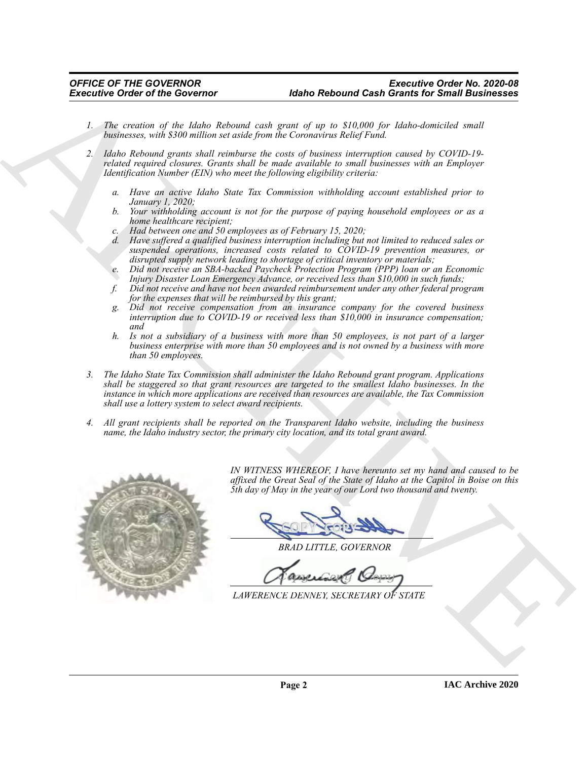1. *The creation of the Idaho Rebound cash grant of up to $10,000 for Idaho-domiciled small businesses, with $300 million set aside from the Coronavirus Relief Fund.*

2. *Idaho Rebound grants shall reimburse the costs of business interruption caused by COVID-19-related required closures. Grants shall be made available to small businesses with an Employer Identification Number (EIN) who meet the following eligibility criteria:*

   a. *Have an active Idaho State Tax Commission withholding account established prior to January 1, 2020;*
   b. *Your withholding account is not for the purpose of paying household employees or as a home healthcare recipient;*
   c. *Had between one and 50 employees as of February 15, 2020;*
   d. *Have suffered a qualified business interruption including but not limited to reduced sales or suspended operations, increased costs related to COVID-19 prevention measures, or disrupted supply network leading to shortage of critical inventory or materials;*
   e. *Did not receive an SBA-backed Paycheck Protection Program (PPP) loan or an Economic Injury Disaster Loan Emergency Advance, or received less than $10,000 in such funds;*
   f. *Did not receive and have not been awarded reimbursement under any other federal program for the expenses that will be reimbursed by this grant;*
   g. *Did not receive compensation from an insurance company for the covered business interruption due to COVID-19 or received less than $10,000 in insurance compensation; and*
   h. *Is not a subsidiary of a business with more than 50 employees, is not part of a larger business enterprise with more than 50 employees and is not owned by a business with more than 50 employees.*

3. *The Idaho State Tax Commission shall administer the Idaho Rebound grant program. Applications shall be staggered so that grant resources are targeted to the smallest Idaho businesses. In the instance in which more applications are received than resources are available, the Tax Commission shall use a lottery system to select award recipients.*

4. *All grant recipients shall be reported on the Transparent Idaho website, including the business name, the Idaho industry sector, the primary city location, and its total grant award.*

*IN WITNESS WHEREOF, I have hereunto set my hand and caused to be affixed the Great Seal of the State of Idaho at the Capitol in Boise on this 5th day of May in the year of our Lord two thousand and twenty.*

*BRAD LITTLE, GOVERNOR*

*LAWERENCE DENNEY, SECRETARY OF STATE*